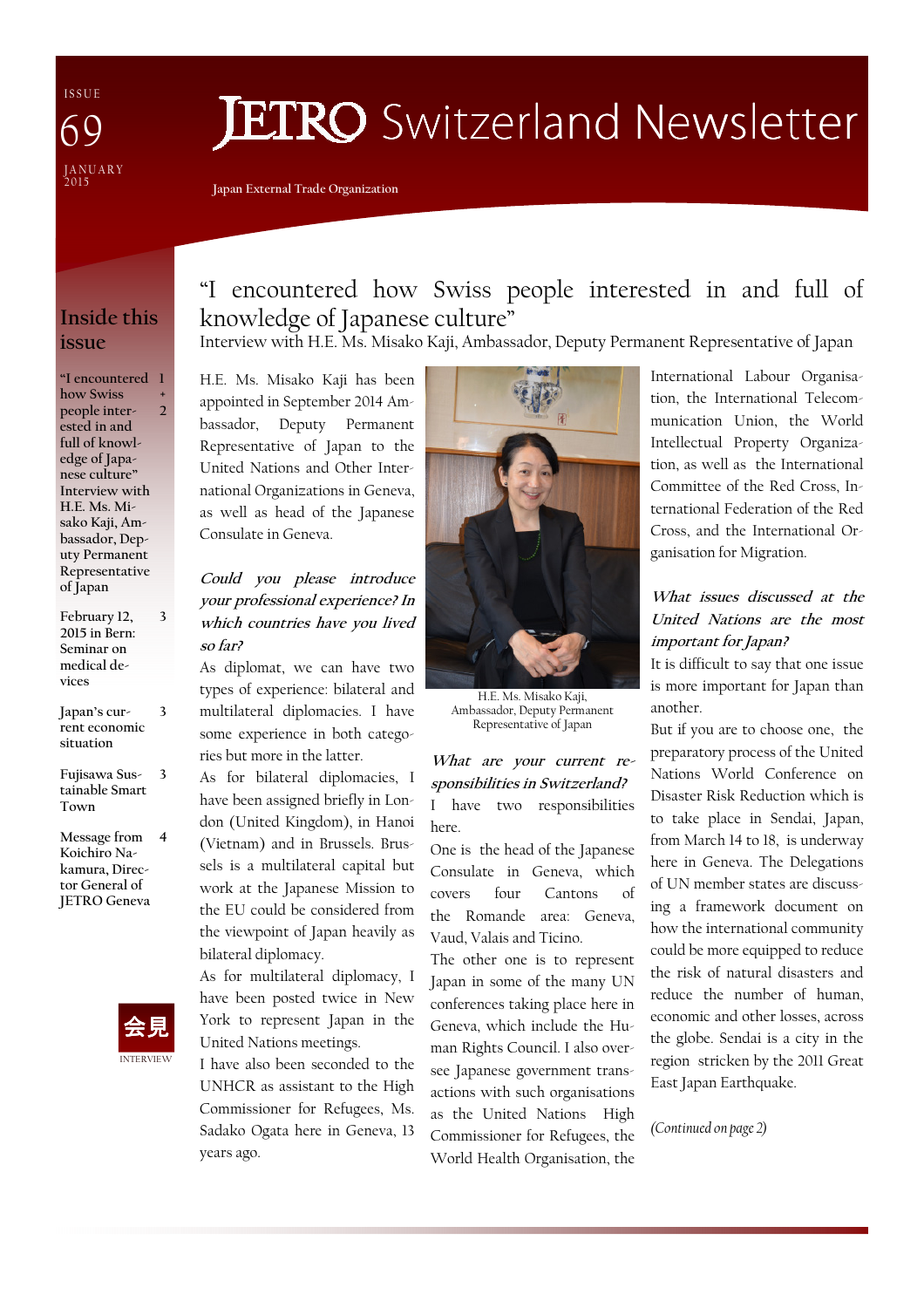ISSUE 69
JANUARY 2015

# JETRO Switzerland Newsletter

Japan External Trade Organization

## Inside this issue

| | |
|---|---|
| "I encountered how Swiss people interested in and full of knowledge of Japanese culture" Interview with H.E. Ms. Misako Kaji, Ambassador, Deputy Permanent Representative of Japan | 1 + 2 |
| February 12, 2015 in Bern: Seminar on medical devices | 3 |
| Japan's current economic situation | 3 |
| Fujisawa Sustainable Smart Town | 3 |
| Message from Koichiro Nakamura, Director General of JETRO Geneva | 4 |

会見
INTERVIEW

## "I encountered how Swiss people interested in and full of knowledge of Japanese culture"

Interview with H.E. Ms. Misako Kaji, Ambassador, Deputy Permanent Representative of Japan

H.E. Ms. Misako Kaji has been appointed in September 2014 Ambassador, Deputy Permanent Representative of Japan to the United Nations and Other International Organizations in Geneva, as well as head of the Japanese Consulate in Geneva.

***Could you please introduce your professional experience? In which countries have you lived so far?***

As diplomat, we can have two types of experience: bilateral and multilateral diplomacies. I have some experience in both categories but more in the latter.

As for bilateral diplomacies, I have been assigned briefly in London (United Kingdom), in Hanoi (Vietnam) and in Brussels. Brussels is a multilateral capital but work at the Japanese Mission to the EU could be considered from the viewpoint of Japan heavily as bilateral diplomacy.

As for multilateral diplomacy, I have been posted twice in New York to represent Japan in the United Nations meetings.

I have also been seconded to the UNHCR as assistant to the High Commissioner for Refugees, Ms. Sadako Ogata here in Geneva, 13 years ago.

H.E. Ms. Misako Kaji, Ambassador, Deputy Permanent Representative of Japan

***What are your current responsibilities in Switzerland?***

I have two responsibilities here.

One is the head of the Japanese Consulate in Geneva, which covers four Cantons of the Romande area: Geneva, Vaud, Valais and Ticino.

The other one is to represent Japan in some of the many UN conferences taking place here in Geneva, which include the Human Rights Council. I also oversee Japanese government transactions with such organisations as the United Nations High Commissioner for Refugees, the World Health Organisation, the International Labour Organisation, the International Telecommunication Union, the World Intellectual Property Organization, as well as the International Committee of the Red Cross, International Federation of the Red Cross, and the International Organisation for Migration.

***What issues discussed at the United Nations are the most important for Japan?***

It is difficult to say that one issue is more important for Japan than another.

But if you are to choose one, the preparatory process of the United Nations World Conference on Disaster Risk Reduction which is to take place in Sendai, Japan, from March 14 to 18, is underway here in Geneva. The Delegations of UN member states are discussing a framework document on how the international community could be more equipped to reduce the risk of natural disasters and reduce the number of human, economic and other losses, across the globe. Sendai is a city in the region stricken by the 2011 Great East Japan Earthquake.

*(Continued on page 2)*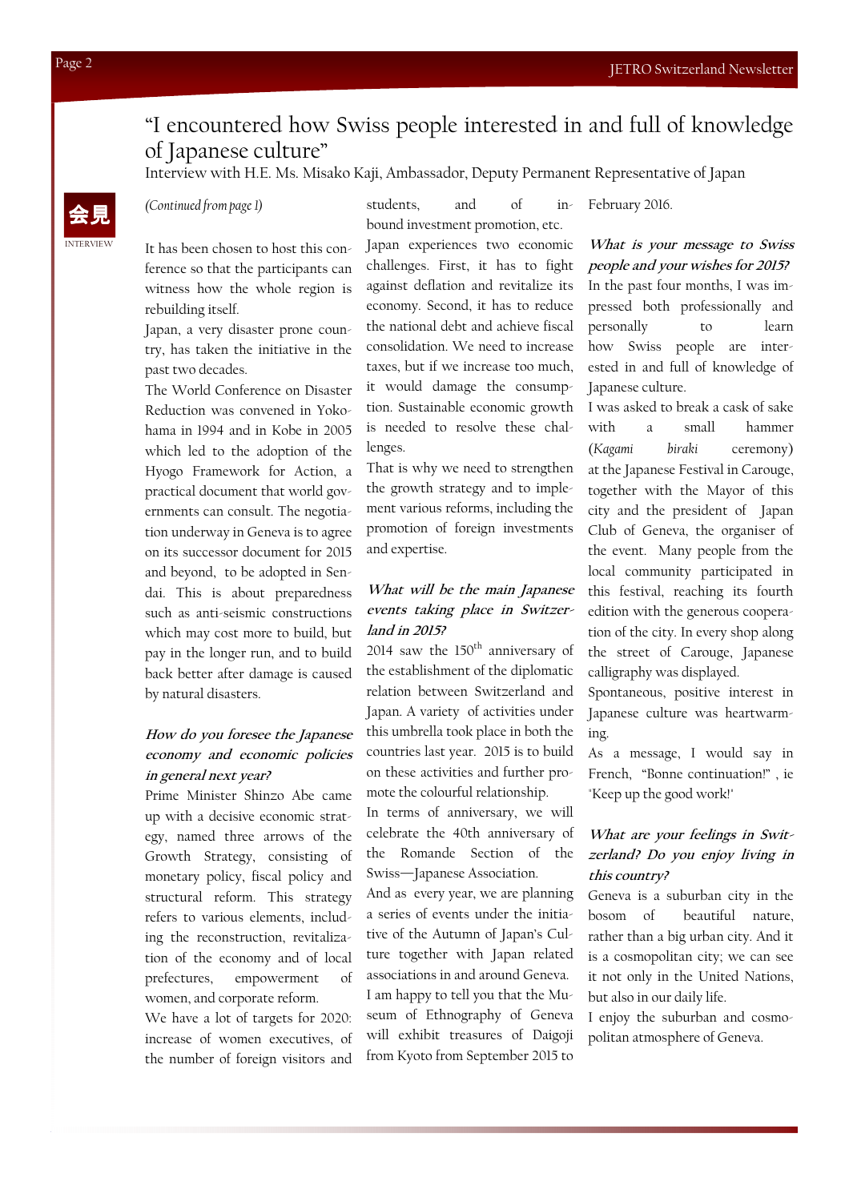# "I encountered how Swiss people interested in and full of knowledge of Japanese culture"

Interview with H.E. Ms. Misako Kaji, Ambassador, Deputy Permanent Representative of Japan

会見

INTERVIEW

*(Continued from page 1)*

It has been chosen to host this conference so that the participants can witness how the whole region is rebuilding itself.

Japan, a very disaster prone country, has taken the initiative in the past two decades.

The World Conference on Disaster Reduction was convened in Yokohama in 1994 and in Kobe in 2005 which led to the adoption of the Hyogo Framework for Action, a practical document that world governments can consult. The negotiation underway in Geneva is to agree on its successor document for 2015 and beyond, to be adopted in Sendai. This is about preparedness such as anti-seismic constructions which may cost more to build, but pay in the longer run, and to build back better after damage is caused by natural disasters.

***How do you foresee the Japanese economy and economic policies in general next year?***

Prime Minister Shinzo Abe came up with a decisive economic strategy, named three arrows of the Growth Strategy, consisting of monetary policy, fiscal policy and structural reform. This strategy refers to various elements, including the reconstruction, revitalization of the economy and of local prefectures, empowerment of women, and corporate reform.

We have a lot of targets for 2020: increase of women executives, of the number of foreign visitors and students, and of inbound investment promotion, etc.

Japan experiences two economic challenges. First, it has to fight against deflation and revitalize its economy. Second, it has to reduce the national debt and achieve fiscal consolidation. We need to increase taxes, but if we increase too much, it would damage the consumption. Sustainable economic growth is needed to resolve these challenges.

That is why we need to strengthen the growth strategy and to implement various reforms, including the promotion of foreign investments and expertise.

***What will be the main Japanese events taking place in Switzerland in 2015?***

2014 saw the 150th anniversary of the establishment of the diplomatic relation between Switzerland and Japan. A variety of activities under this umbrella took place in both the countries last year. 2015 is to build on these activities and further promote the colourful relationship.

In terms of anniversary, we will celebrate the 40th anniversary of the Romande Section of the Swiss—Japanese Association.

And as every year, we are planning a series of events under the initiative of the Autumn of Japan's Culture together with Japan related associations in and around Geneva.

I am happy to tell you that the Museum of Ethnography of Geneva will exhibit treasures of Daigoji from Kyoto from September 2015 to February 2016.

***What is your message to Swiss people and your wishes for 2015?***

In the past four months, I was impressed both professionally and personally to learn how Swiss people are interested in and full of knowledge of Japanese culture.

I was asked to break a cask of sake with a small hammer (*Kagami biraki* ceremony) at the Japanese Festival in Carouge, together with the Mayor of this city and the president of Japan Club of Geneva, the organiser of the event. Many people from the local community participated in this festival, reaching its fourth edition with the generous cooperation of the city. In every shop along the street of Carouge, Japanese calligraphy was displayed.

Spontaneous, positive interest in Japanese culture was heartwarming.

As a message, I would say in French, "Bonne continuation!" , ie "Keep up the good work!"

***What are your feelings in Switzerland? Do you enjoy living in this country?***

Geneva is a suburban city in the bosom of beautiful nature, rather than a big urban city. And it is a cosmopolitan city; we can see it not only in the United Nations, but also in our daily life.

I enjoy the suburban and cosmopolitan atmosphere of Geneva.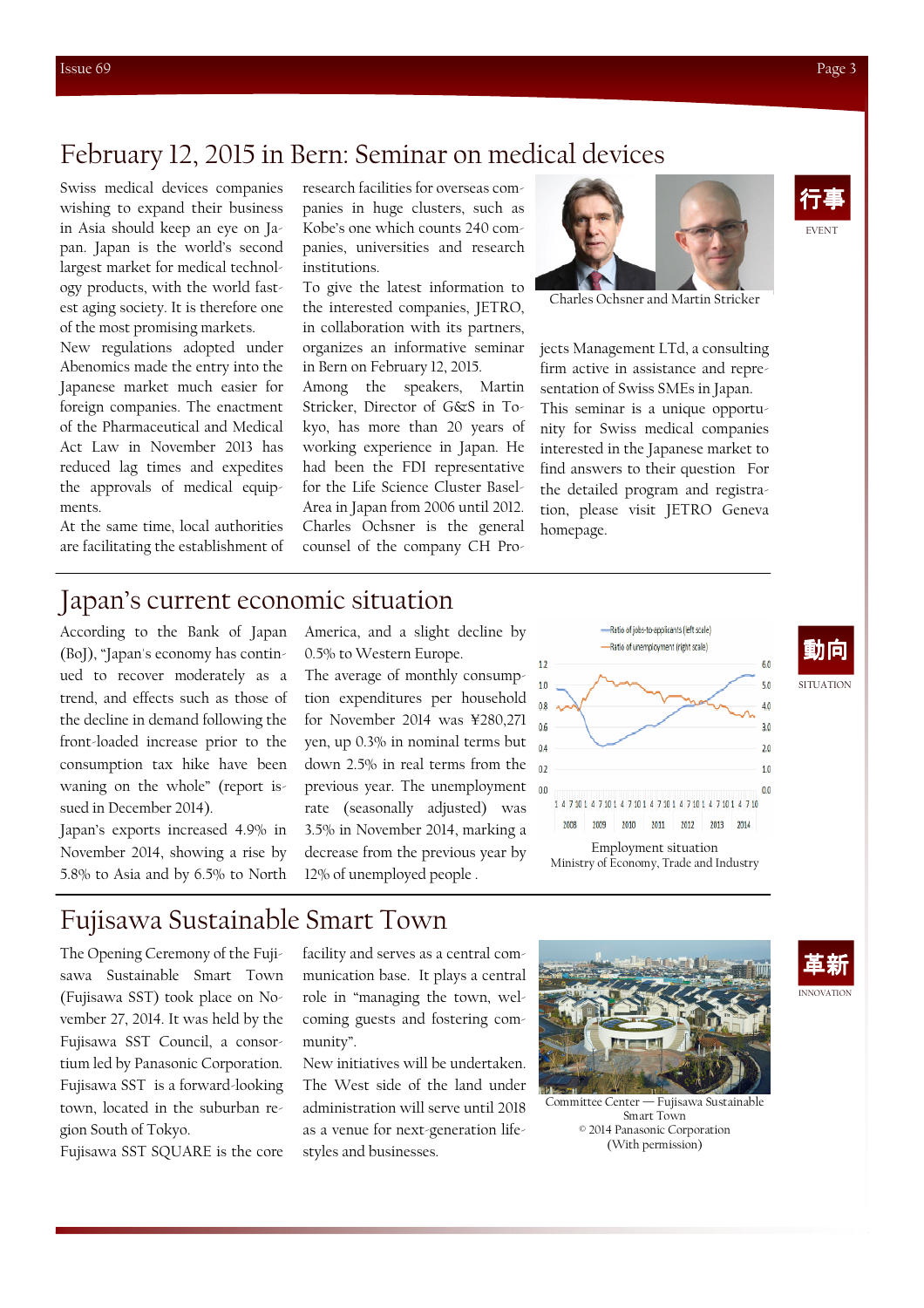## February 12, 2015 in Bern: Seminar on medical devices

行事
EVENT

Swiss medical devices companies wishing to expand their business in Asia should keep an eye on Japan. Japan is the world's second largest market for medical technology products, with the world fastest aging society. It is therefore one of the most promising markets.

New regulations adopted under Abenomics made the entry into the Japanese market much easier for foreign companies. The enactment of the Pharmaceutical and Medical Act Law in November 2013 has reduced lag times and expedites the approvals of medical equipments.

At the same time, local authorities are facilitating the establishment of research facilities for overseas companies in huge clusters, such as Kobe's one which counts 240 companies, universities and research institutions.

To give the latest information to the interested companies, JETRO, in collaboration with its partners, organizes an informative seminar in Bern on February 12, 2015.

Among the speakers, Martin Stricker, Director of G&S in Tokyo, has more than 20 years of working experience in Japan. He had been the FDI representative for the Life Science Cluster Basel-Area in Japan from 2006 until 2012. Charles Ochsner is the general counsel of the company CH Projects Management LTd, a consulting firm active in assistance and representation of Swiss SMEs in Japan.

This seminar is a unique opportunity for Swiss medical companies interested in the Japanese market to find answers to their question. For the detailed program and registration, please visit JETRO Geneva homepage.

Charles Ochsner and Martin Stricker

## Japan's current economic situation

動向
SITUATION

According to the Bank of Japan (BoJ), "Japan's economy has continued to recover moderately as a trend, and effects such as those of the decline in demand following the front-loaded increase prior to the consumption tax hike have been waning on the whole" (report issued in December 2014).

Japan's exports increased 4.9% in November 2014, showing a rise by 5.8% to Asia and by 6.5% to North America, and a slight decline by 0.5% to Western Europe.

The average of monthly consumption expenditures per household for November 2014 was ¥280,271 yen, up 0.3% in nominal terms but down 2.5% in real terms from the previous year. The unemployment rate (seasonally adjusted) was 3.5% in November 2014, marking a decrease from the previous year by 12% of unemployed people .

Employment situation
Ministry of Economy, Trade and Industry

## Fujisawa Sustainable Smart Town

革新
INNOVATION

The Opening Ceremony of the Fujisawa Sustainable Smart Town (Fujisawa SST) took place on November 27, 2014. It was held by the Fujisawa SST Council, a consortium led by Panasonic Corporation.

Fujisawa SST is a forward-looking town, located in the suburban region South of Tokyo.

Fujisawa SST SQUARE is the core facility and serves as a central communication base. It plays a central role in "managing the town, welcoming guests and fostering community".

New initiatives will be undertaken. The West side of the land under administration will serve until 2018 as a venue for next-generation lifestyles and businesses.

Committee Center — Fujisawa Sustainable Smart Town
© 2014 Panasonic Corporation
(With permission)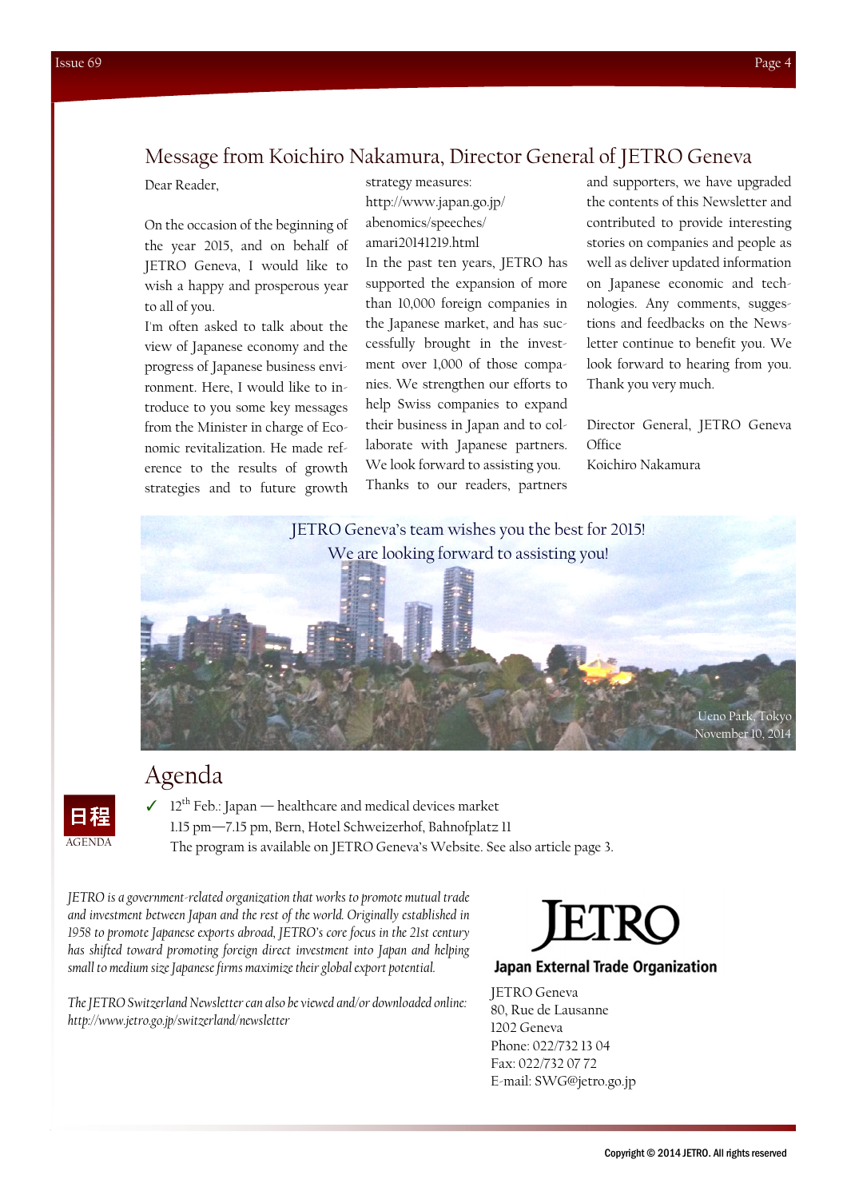## Message from Koichiro Nakamura, Director General of JETRO Geneva

Dear Reader,

On the occasion of the beginning of the year 2015, and on behalf of JETRO Geneva, I would like to wish a happy and prosperous year to all of you.

I'm often asked to talk about the view of Japanese economy and the progress of Japanese business environment. Here, I would like to introduce to you some key messages from the Minister in charge of Economic revitalization. He made reference to the results of growth strategies and to future growth strategy measures:
http://www.japan.go.jp/abenomics/speeches/amari20141219.html

In the past ten years, JETRO has supported the expansion of more than 10,000 foreign companies in the Japanese market, and has successfully brought in the investment over 1,000 of those companies. We strengthen our efforts to help Swiss companies to expand their business in Japan and to collaborate with Japanese partners. We look forward to assisting you.

Thanks to our readers, partners and supporters, we have upgraded the contents of this Newsletter and contributed to provide interesting stories on companies and people as well as deliver updated information on Japanese economic and technologies. Any comments, suggestions and feedbacks on the Newsletter continue to benefit you. We look forward to hearing from you. Thank you very much.

Director General, JETRO Geneva Office
Koichiro Nakamura

JETRO Geneva's team wishes you the best for 2015!
We are looking forward to assisting you!

Ueno Park, Tokyo
November 10, 2014

## Agenda

日程
AGENDA

- ✓ 12th Feb.: Japan — healthcare and medical devices market
  1.15 pm—7.15 pm, Bern, Hotel Schweizerhof, Bahnofplatz 11
  The program is available on JETRO Geneva's Website. See also article page 3.

*JETRO is a government-related organization that works to promote mutual trade and investment between Japan and the rest of the world. Originally established in 1958 to promote Japanese exports abroad, JETRO's core focus in the 21st century has shifted toward promoting foreign direct investment into Japan and helping small to medium size Japanese firms maximize their global export potential.*

*The JETRO Switzerland Newsletter can also be viewed and/or downloaded online: http://www.jetro.go.jp/switzerland/newsletter*

JETRO
Japan External Trade Organization

JETRO Geneva
80, Rue de Lausanne
1202 Geneva
Phone: 022/732 13 04
Fax: 022/732 07 72
E-mail: SWG@jetro.go.jp

Copyright © 2014 JETRO. All rights reserved